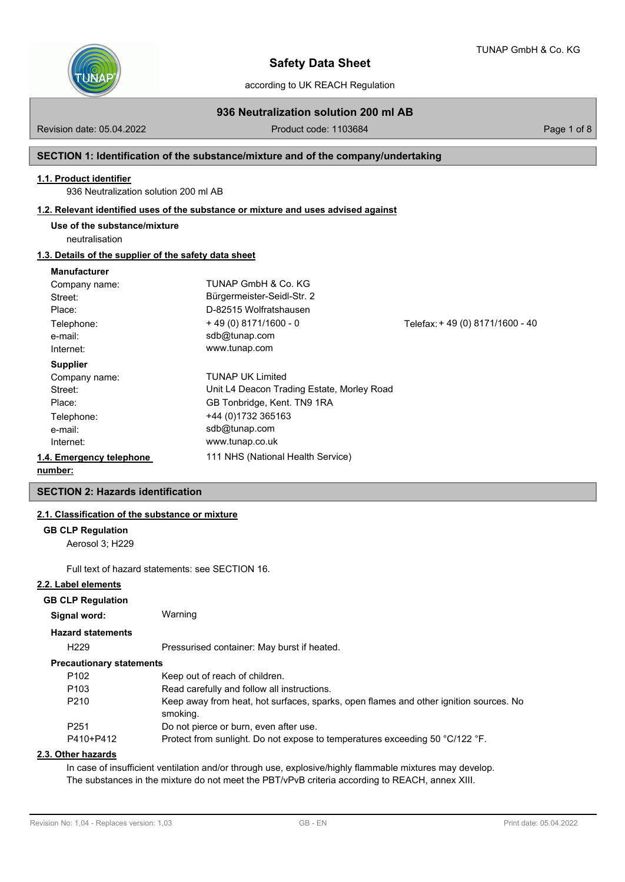# Safety Data Sheet

according to UK REACH Regulation

## 936 Neutralization solution 200 ml AB

Revision date: 05.04.2022 | Product code: 1103684

## SECTION 1: Identification of the substance/mixture and of the company/undertaking

### 1.1. Product identifier

936 Neutralization solution 200 ml AB

### 1.2. Relevant identified uses of the substance or mixture and uses advised against

**Use of the substance/mixture**

neutralisation

### 1.3. Details of the supplier of the safety data sheet

**Manufacturer**

| | | |
|---|---|---|
| Company name: | TUNAP GmbH & Co. KG | |
| Street: | Bürgermeister-Seidl-Str. 2 | |
| Place: | D-82515 Wolfratshausen | |
| Telephone: | + 49 (0) 8171/1600 - 0 | Telefax: + 49 (0) 8171/1600 - 40 |
| e-mail: | sdb@tunap.com | |
| Internet: | www.tunap.com | |

**Supplier**

| | |
|---|---|
| Company name: | TUNAP UK Limited |
| Street: | Unit L4 Deacon Trading Estate, Morley Road |
| Place: | GB Tonbridge, Kent. TN9 1RA |
| Telephone: | +44 (0)1732 365163 |
| e-mail: | sdb@tunap.com |
| Internet: | www.tunap.co.uk |

### 1.4. Emergency telephone number:

111 NHS (National Health Service)

## SECTION 2: Hazards identification

### 2.1. Classification of the substance or mixture

**GB CLP Regulation**

Aerosol 3; H229

Full text of hazard statements: see SECTION 16.

### 2.2. Label elements

**GB CLP Regulation**

**Signal word:** Warning

**Hazard statements**

| | |
|---|---|
| H229 | Pressurised container: May burst if heated. |

**Precautionary statements**

| | |
|---|---|
| P102 | Keep out of reach of children. |
| P103 | Read carefully and follow all instructions. |
| P210 | Keep away from heat, hot surfaces, sparks, open flames and other ignition sources. No smoking. |
| P251 | Do not pierce or burn, even after use. |
| P410+P412 | Protect from sunlight. Do not expose to temperatures exceeding 50 °C/122 °F. |

### 2.3. Other hazards

In case of insufficient ventilation and/or through use, explosive/highly flammable mixtures may develop.
The substances in the mixture do not meet the PBT/vPvB criteria according to REACH, annex XIII.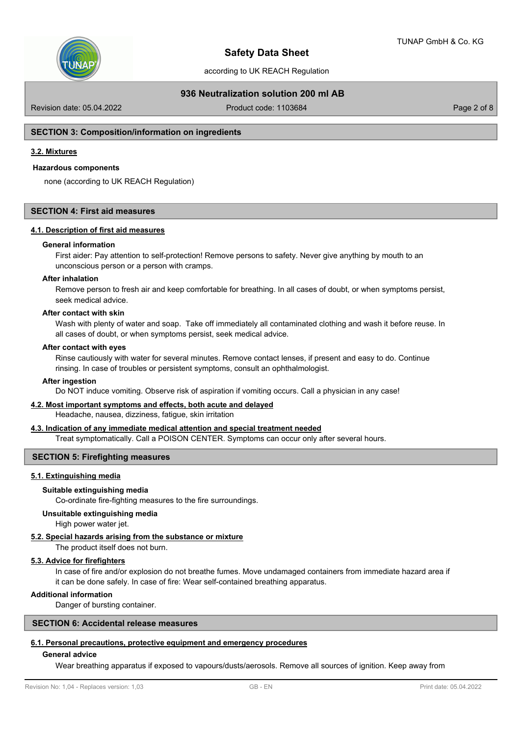## SECTION 3: Composition/information on ingredients

### 3.2. Mixtures

**Hazardous components**

none (according to UK REACH Regulation)

## SECTION 4: First aid measures

### 4.1. Description of first aid measures

**General information**

First aider: Pay attention to self-protection! Remove persons to safety. Never give anything by mouth to an unconscious person or a person with cramps.

**After inhalation**

Remove person to fresh air and keep comfortable for breathing. In all cases of doubt, or when symptoms persist, seek medical advice.

**After contact with skin**

Wash with plenty of water and soap. Take off immediately all contaminated clothing and wash it before reuse. In all cases of doubt, or when symptoms persist, seek medical advice.

**After contact with eyes**

Rinse cautiously with water for several minutes. Remove contact lenses, if present and easy to do. Continue rinsing. In case of troubles or persistent symptoms, consult an ophthalmologist.

**After ingestion**

Do NOT induce vomiting. Observe risk of aspiration if vomiting occurs. Call a physician in any case!

### 4.2. Most important symptoms and effects, both acute and delayed

Headache, nausea, dizziness, fatigue, skin irritation

### 4.3. Indication of any immediate medical attention and special treatment needed

Treat symptomatically. Call a POISON CENTER. Symptoms can occur only after several hours.

## SECTION 5: Firefighting measures

### 5.1. Extinguishing media

**Suitable extinguishing media**

Co-ordinate fire-fighting measures to the fire surroundings.

**Unsuitable extinguishing media**

High power water jet.

### 5.2. Special hazards arising from the substance or mixture

The product itself does not burn.

### 5.3. Advice for firefighters

In case of fire and/or explosion do not breathe fumes. Move undamaged containers from immediate hazard area if it can be done safely. In case of fire: Wear self-contained breathing apparatus.

**Additional information**

Danger of bursting container.

## SECTION 6: Accidental release measures

### 6.1. Personal precautions, protective equipment and emergency procedures

**General advice**

Wear breathing apparatus if exposed to vapours/dusts/aerosols. Remove all sources of ignition. Keep away from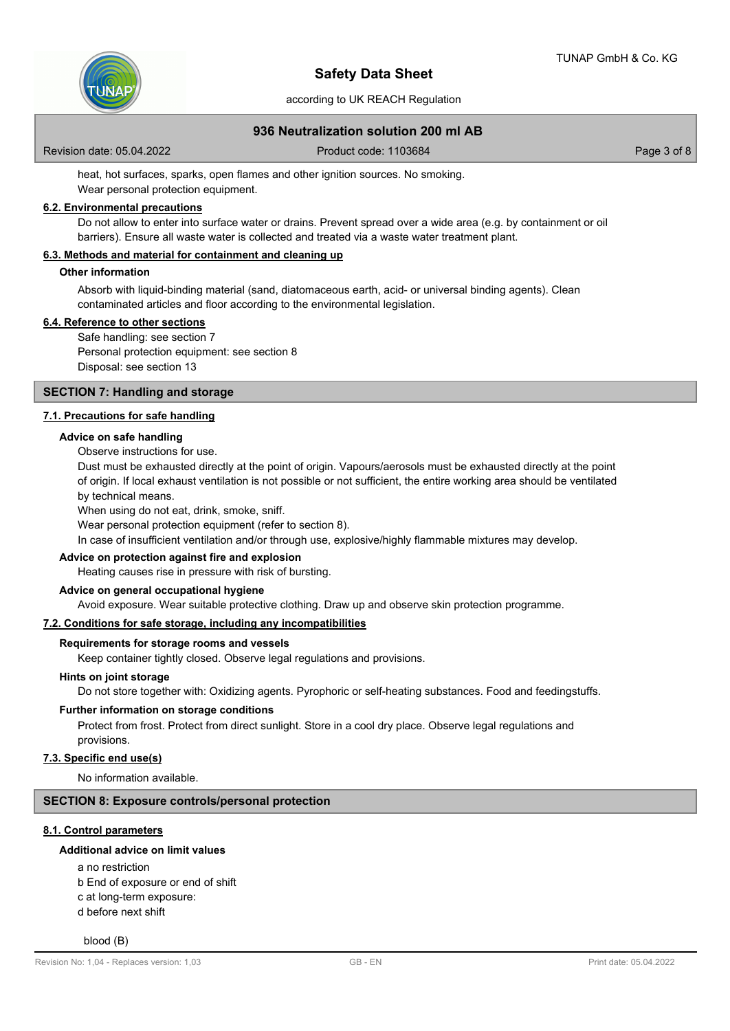heat, hot surfaces, sparks, open flames and other ignition sources. No smoking.
Wear personal protection equipment.

### 6.2. Environmental precautions

Do not allow to enter into surface water or drains. Prevent spread over a wide area (e.g. by containment or oil barriers). Ensure all waste water is collected and treated via a waste water treatment plant.

### 6.3. Methods and material for containment and cleaning up

**Other information**

Absorb with liquid-binding material (sand, diatomaceous earth, acid- or universal binding agents). Clean contaminated articles and floor according to the environmental legislation.

### 6.4. Reference to other sections

Safe handling: see section 7
Personal protection equipment: see section 8
Disposal: see section 13

## SECTION 7: Handling and storage

### 7.1. Precautions for safe handling

**Advice on safe handling**

Observe instructions for use.
Dust must be exhausted directly at the point of origin. Vapours/aerosols must be exhausted directly at the point of origin. If local exhaust ventilation is not possible or not sufficient, the entire working area should be ventilated by technical means.
When using do not eat, drink, smoke, sniff.
Wear personal protection equipment (refer to section 8).
In case of insufficient ventilation and/or through use, explosive/highly flammable mixtures may develop.

**Advice on protection against fire and explosion**

Heating causes rise in pressure with risk of bursting.

**Advice on general occupational hygiene**

Avoid exposure. Wear suitable protective clothing. Draw up and observe skin protection programme.

### 7.2. Conditions for safe storage, including any incompatibilities

**Requirements for storage rooms and vessels**

Keep container tightly closed. Observe legal regulations and provisions.

**Hints on joint storage**

Do not store together with: Oxidizing agents. Pyrophoric or self-heating substances. Food and feedingstuffs.

**Further information on storage conditions**

Protect from frost. Protect from direct sunlight. Store in a cool dry place. Observe legal regulations and provisions.

### 7.3. Specific end use(s)

No information available.

## SECTION 8: Exposure controls/personal protection

### 8.1. Control parameters

**Additional advice on limit values**

a no restriction
b End of exposure or end of shift
c at long-term exposure:
d before next shift

blood (B)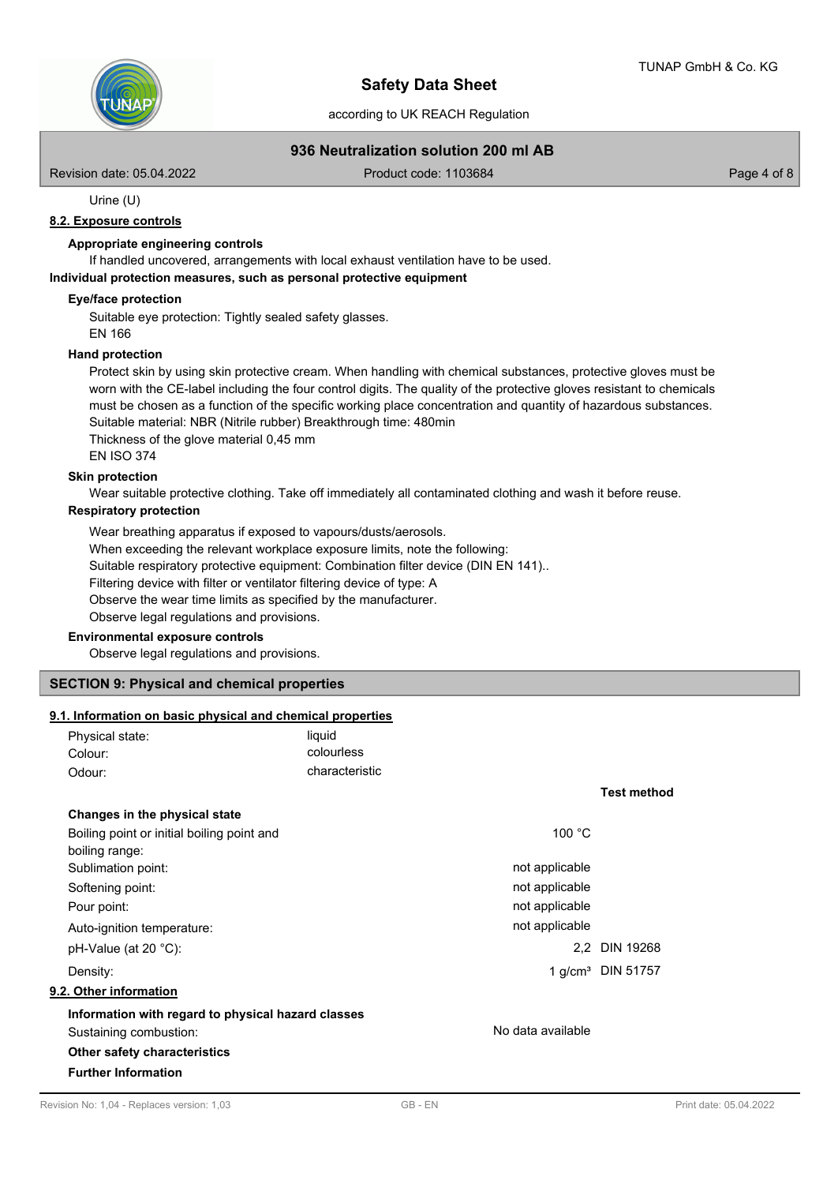Urine (U)

### 8.2. Exposure controls

**Appropriate engineering controls**

If handled uncovered, arrangements with local exhaust ventilation have to be used.

**Individual protection measures, such as personal protective equipment**

**Eye/face protection**

Suitable eye protection: Tightly sealed safety glasses.
EN 166

**Hand protection**

Protect skin by using skin protective cream. When handling with chemical substances, protective gloves must be worn with the CE-label including the four control digits. The quality of the protective gloves resistant to chemicals must be chosen as a function of the specific working place concentration and quantity of hazardous substances.
Suitable material: NBR (Nitrile rubber) Breakthrough time: 480min
Thickness of the glove material 0,45 mm
EN ISO 374

**Skin protection**

Wear suitable protective clothing. Take off immediately all contaminated clothing and wash it before reuse.

**Respiratory protection**

Wear breathing apparatus if exposed to vapours/dusts/aerosols.
When exceeding the relevant workplace exposure limits, note the following:
Suitable respiratory protective equipment: Combination filter device (DIN EN 141)..
Filtering device with filter or ventilator filtering device of type: A
Observe the wear time limits as specified by the manufacturer.
Observe legal regulations and provisions.

**Environmental exposure controls**

Observe legal regulations and provisions.

## SECTION 9: Physical and chemical properties

### 9.1. Information on basic physical and chemical properties

| | |
|---|---|
| Physical state: | liquid |
| Colour: | colourless |
| Odour: | characteristic |

| | | Test method |
|---|---|---|
| **Changes in the physical state** | | |
| Boiling point or initial boiling point and boiling range: | 100 °C | |
| Sublimation point: | not applicable | |
| Softening point: | not applicable | |
| Pour point: | not applicable | |
| Auto-ignition temperature: | not applicable | |
| pH-Value (at 20 °C): | 2,2 | DIN 19268 |
| Density: | 1 g/cm³ | DIN 51757 |

### 9.2. Other information

**Information with regard to physical hazard classes**

| | |
|---|---|
| Sustaining combustion: | No data available |

**Other safety characteristics**

**Further Information**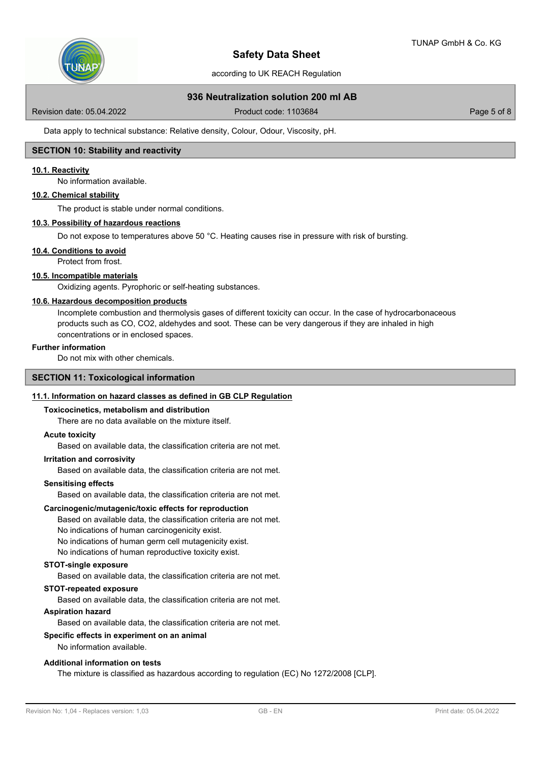Data apply to technical substance: Relative density, Colour, Odour, Viscosity, pH.

## SECTION 10: Stability and reactivity

### 10.1. Reactivity

No information available.

### 10.2. Chemical stability

The product is stable under normal conditions.

### 10.3. Possibility of hazardous reactions

Do not expose to temperatures above 50 °C. Heating causes rise in pressure with risk of bursting.

### 10.4. Conditions to avoid

Protect from frost.

### 10.5. Incompatible materials

Oxidizing agents. Pyrophoric or self-heating substances.

### 10.6. Hazardous decomposition products

Incomplete combustion and thermolysis gases of different toxicity can occur. In the case of hydrocarbonaceous products such as CO, $CO_2$, aldehydes and soot. These can be very dangerous if they are inhaled in high concentrations or in enclosed spaces.

**Further information**

Do not mix with other chemicals.

## SECTION 11: Toxicological information

### 11.1. Information on hazard classes as defined in GB CLP Regulation

**Toxicocinetics, metabolism and distribution**

There are no data available on the mixture itself.

**Acute toxicity**

Based on available data, the classification criteria are not met.

**Irritation and corrosivity**

Based on available data, the classification criteria are not met.

**Sensitising effects**

Based on available data, the classification criteria are not met.

**Carcinogenic/mutagenic/toxic effects for reproduction**

Based on available data, the classification criteria are not met.
No indications of human carcinogenicity exist.
No indications of human germ cell mutagenicity exist.
No indications of human reproductive toxicity exist.

**STOT-single exposure**

Based on available data, the classification criteria are not met.

**STOT-repeated exposure**

Based on available data, the classification criteria are not met.

**Aspiration hazard**

Based on available data, the classification criteria are not met.

**Specific effects in experiment on an animal**

No information available.

**Additional information on tests**

The mixture is classified as hazardous according to regulation (EC) No 1272/2008 [CLP].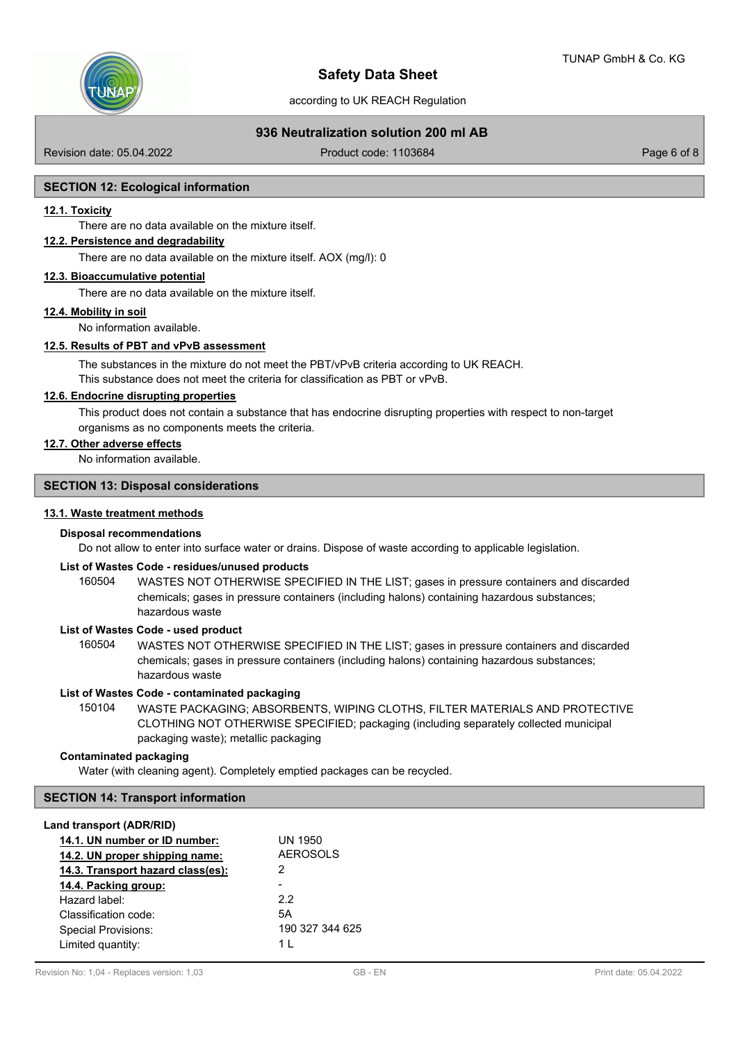## SECTION 12: Ecological information

### 12.1. Toxicity

There are no data available on the mixture itself.

### 12.2. Persistence and degradability

There are no data available on the mixture itself. AOX (mg/l): 0

### 12.3. Bioaccumulative potential

There are no data available on the mixture itself.

### 12.4. Mobility in soil

No information available.

### 12.5. Results of PBT and vPvB assessment

The substances in the mixture do not meet the PBT/vPvB criteria according to UK REACH.
This substance does not meet the criteria for classification as PBT or vPvB.

### 12.6. Endocrine disrupting properties

This product does not contain a substance that has endocrine disrupting properties with respect to non-target organisms as no components meets the criteria.

### 12.7. Other adverse effects

No information available.

## SECTION 13: Disposal considerations

### 13.1. Waste treatment methods

**Disposal recommendations**

Do not allow to enter into surface water or drains. Dispose of waste according to applicable legislation.

**List of Wastes Code - residues/unused products**

160504 WASTES NOT OTHERWISE SPECIFIED IN THE LIST; gases in pressure containers and discarded chemicals; gases in pressure containers (including halons) containing hazardous substances; hazardous waste

**List of Wastes Code - used product**

160504 WASTES NOT OTHERWISE SPECIFIED IN THE LIST; gases in pressure containers and discarded chemicals; gases in pressure containers (including halons) containing hazardous substances; hazardous waste

**List of Wastes Code - contaminated packaging**

150104 WASTE PACKAGING; ABSORBENTS, WIPING CLOTHS, FILTER MATERIALS AND PROTECTIVE CLOTHING NOT OTHERWISE SPECIFIED; packaging (including separately collected municipal packaging waste); metallic packaging

**Contaminated packaging**

Water (with cleaning agent). Completely emptied packages can be recycled.

## SECTION 14: Transport information

**Land transport (ADR/RID)**

| | |
|---|---|
| 14.1. UN number or ID number: | UN 1950 |
| 14.2. UN proper shipping name: | AEROSOLS |
| 14.3. Transport hazard class(es): | 2 |
| 14.4. Packing group: | - |
| Hazard label: | 2.2 |
| Classification code: | 5A |
| Special Provisions: | 190 327 344 625 |
| Limited quantity: | 1 L |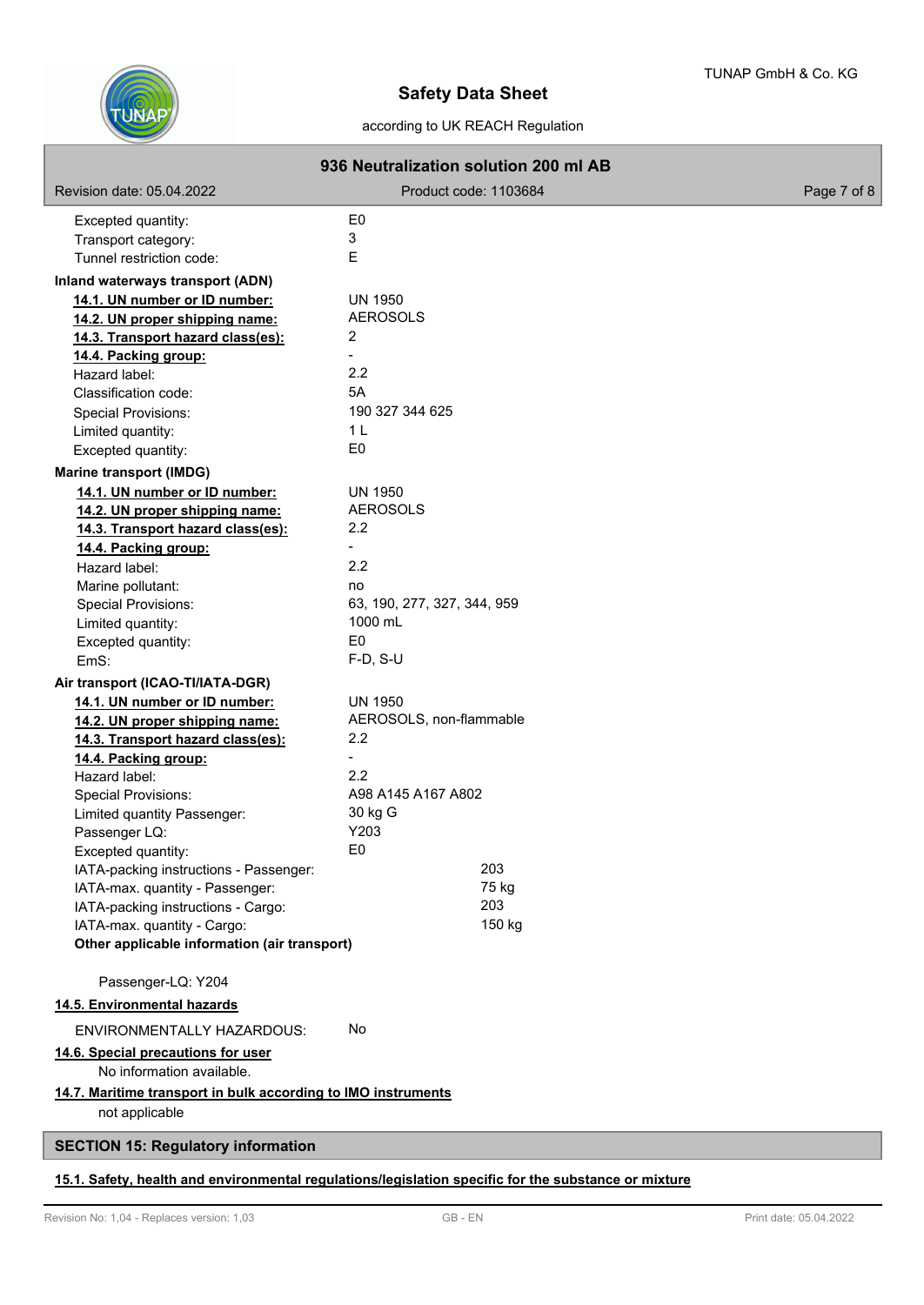| | |
|---|---|
| Excepted quantity: | E0 |
| Transport category: | 3 |
| Tunnel restriction code: | E |

**Inland waterways transport (ADN)**

| | |
|---|---|
| **14.1. UN number or ID number:** | UN 1950 |
| **14.2. UN proper shipping name:** | AEROSOLS |
| **14.3. Transport hazard class(es):** | 2 |
| **14.4. Packing group:** | - |
| Hazard label: | 2.2 |
| Classification code: | 5A |
| Special Provisions: | 190 327 344 625 |
| Limited quantity: | 1 L |
| Excepted quantity: | E0 |

**Marine transport (IMDG)**

| | |
|---|---|
| **14.1. UN number or ID number:** | UN 1950 |
| **14.2. UN proper shipping name:** | AEROSOLS |
| **14.3. Transport hazard class(es):** | 2.2 |
| **14.4. Packing group:** | - |
| Hazard label: | 2.2 |
| Marine pollutant: | no |
| Special Provisions: | 63, 190, 277, 327, 344, 959 |
| Limited quantity: | 1000 mL |
| Excepted quantity: | E0 |
| EmS: | F-D, S-U |

**Air transport (ICAO-TI/IATA-DGR)**

| | |
|---|---|
| **14.1. UN number or ID number:** | UN 1950 |
| **14.2. UN proper shipping name:** | AEROSOLS, non-flammable |
| **14.3. Transport hazard class(es):** | 2.2 |
| **14.4. Packing group:** | - |
| Hazard label: | 2.2 |
| Special Provisions: | A98 A145 A167 A802 |
| Limited quantity Passenger: | 30 kg G |
| Passenger LQ: | Y203 |
| Excepted quantity: | E0 |
| IATA-packing instructions - Passenger: | 203 |
| IATA-max. quantity - Passenger: | 75 kg |
| IATA-packing instructions - Cargo: | 203 |
| IATA-max. quantity - Cargo: | 150 kg |

**Other applicable information (air transport)**

Passenger-LQ: Y204

**14.5. Environmental hazards**

ENVIRONMENTALLY HAZARDOUS: No

**14.6. Special precautions for user**

No information available.

**14.7. Maritime transport in bulk according to IMO instruments**

not applicable

## SECTION 15: Regulatory information

**15.1. Safety, health and environmental regulations/legislation specific for the substance or mixture**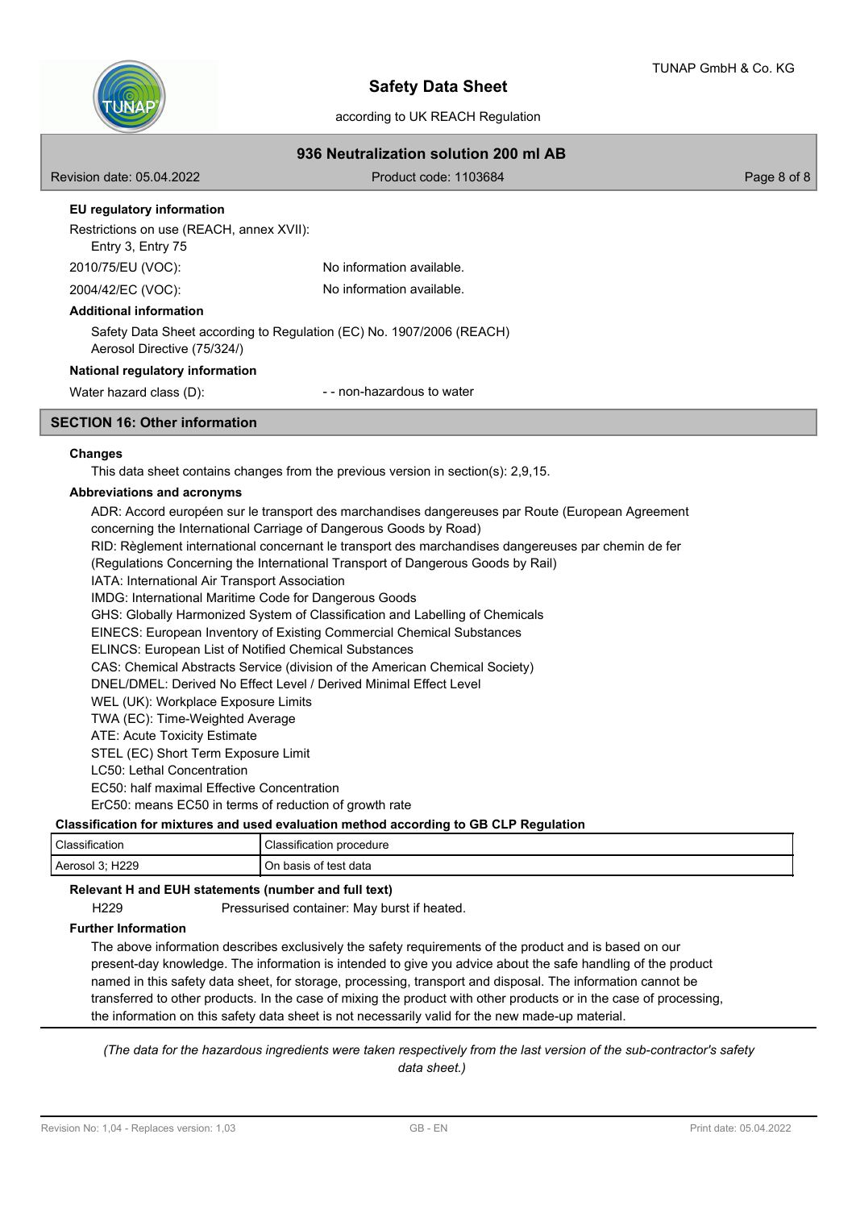### EU regulatory information

Restrictions on use (REACH, annex XVII):
Entry 3, Entry 75

2010/75/EU (VOC): No information available.

2004/42/EC (VOC): No information available.

#### Additional information

Safety Data Sheet according to Regulation (EC) No. 1907/2006 (REACH)
Aerosol Directive (75/324/)

### National regulatory information

Water hazard class (D): - - non-hazardous to water

## SECTION 16: Other information

#### Changes

This data sheet contains changes from the previous version in section(s): 2,9,15.

#### Abbreviations and acronyms

ADR: Accord européen sur le transport des marchandises dangereuses par Route (European Agreement concerning the International Carriage of Dangerous Goods by Road)
RID: Règlement international concernant le transport des marchandises dangereuses par chemin de fer (Regulations Concerning the International Transport of Dangerous Goods by Rail)
IATA: International Air Transport Association
IMDG: International Maritime Code for Dangerous Goods
GHS: Globally Harmonized System of Classification and Labelling of Chemicals
EINECS: European Inventory of Existing Commercial Chemical Substances
ELINCS: European List of Notified Chemical Substances
CAS: Chemical Abstracts Service (division of the American Chemical Society)
DNEL/DMEL: Derived No Effect Level / Derived Minimal Effect Level
WEL (UK): Workplace Exposure Limits
TWA (EC): Time-Weighted Average
ATE: Acute Toxicity Estimate
STEL (EC) Short Term Exposure Limit
LC50: Lethal Concentration
EC50: half maximal Effective Concentration
ErC50: means EC50 in terms of reduction of growth rate

#### Classification for mixtures and used evaluation method according to GB CLP Regulation

| Classification | Classification procedure |
|---|---|
| Aerosol 3; H229 | On basis of test data |

#### Relevant H and EUH statements (number and full text)

H229 Pressurised container: May burst if heated.

#### Further Information

The above information describes exclusively the safety requirements of the product and is based on our present-day knowledge. The information is intended to give you advice about the safe handling of the product named in this safety data sheet, for storage, processing, transport and disposal. The information cannot be transferred to other products. In the case of mixing the product with other products or in the case of processing, the information on this safety data sheet is not necessarily valid for the new made-up material.

*(The data for the hazardous ingredients were taken respectively from the last version of the sub-contractor's safety data sheet.)*